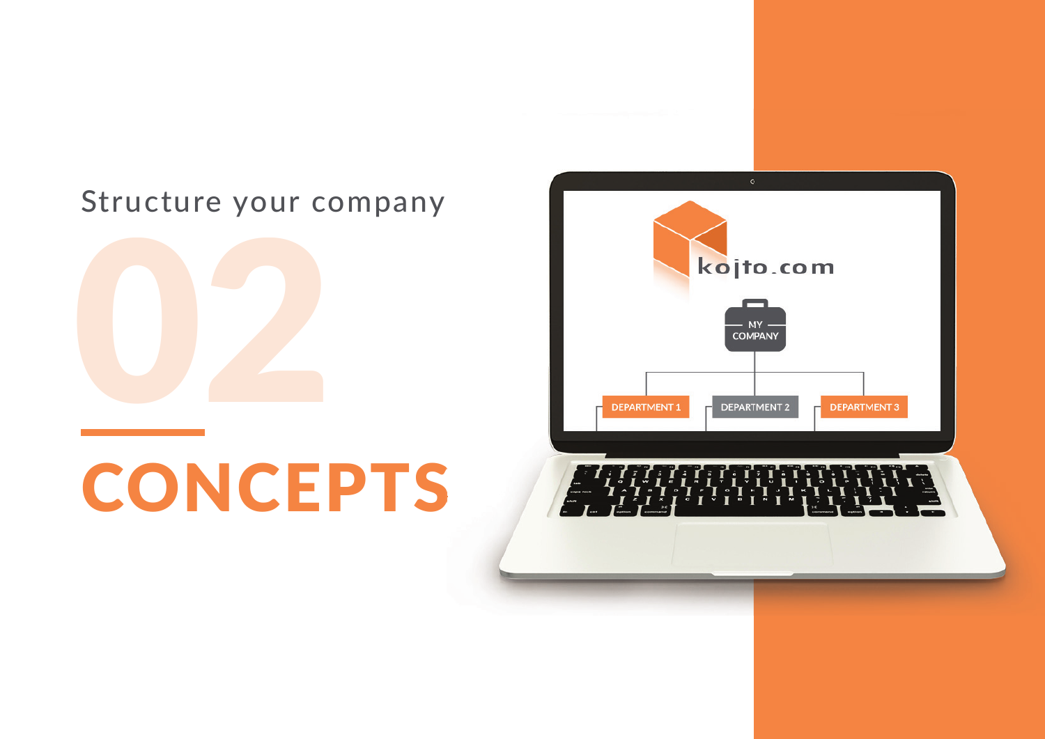Structure your company

02

# CONCEPTS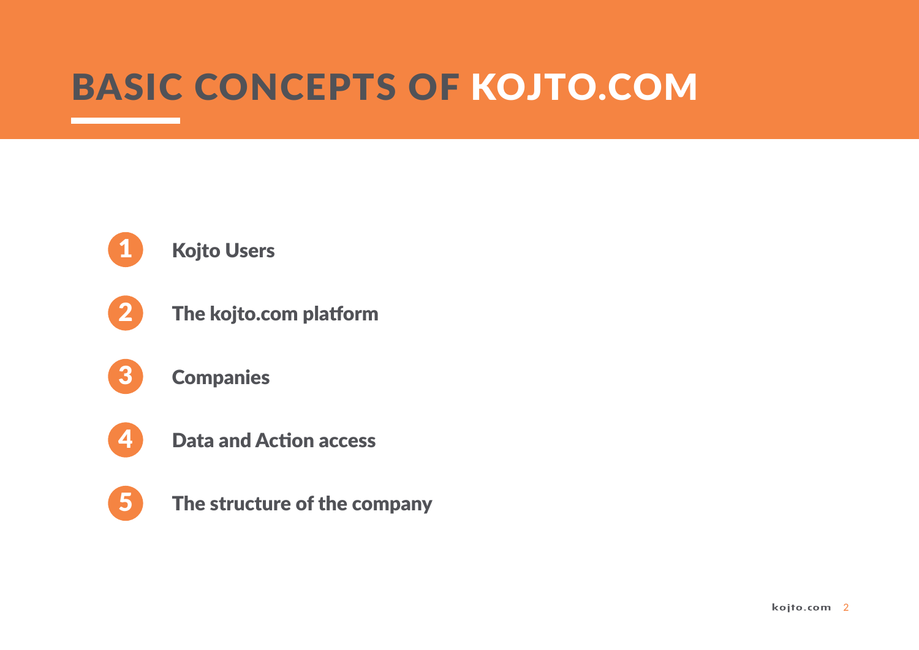# BASIC CONCEPTS OF KOJTO.COM

1. **Kojto Users**
2. **The kojto.com platform**
3. **Companies**
4. **Data and Action access**
5. **The structure of the company**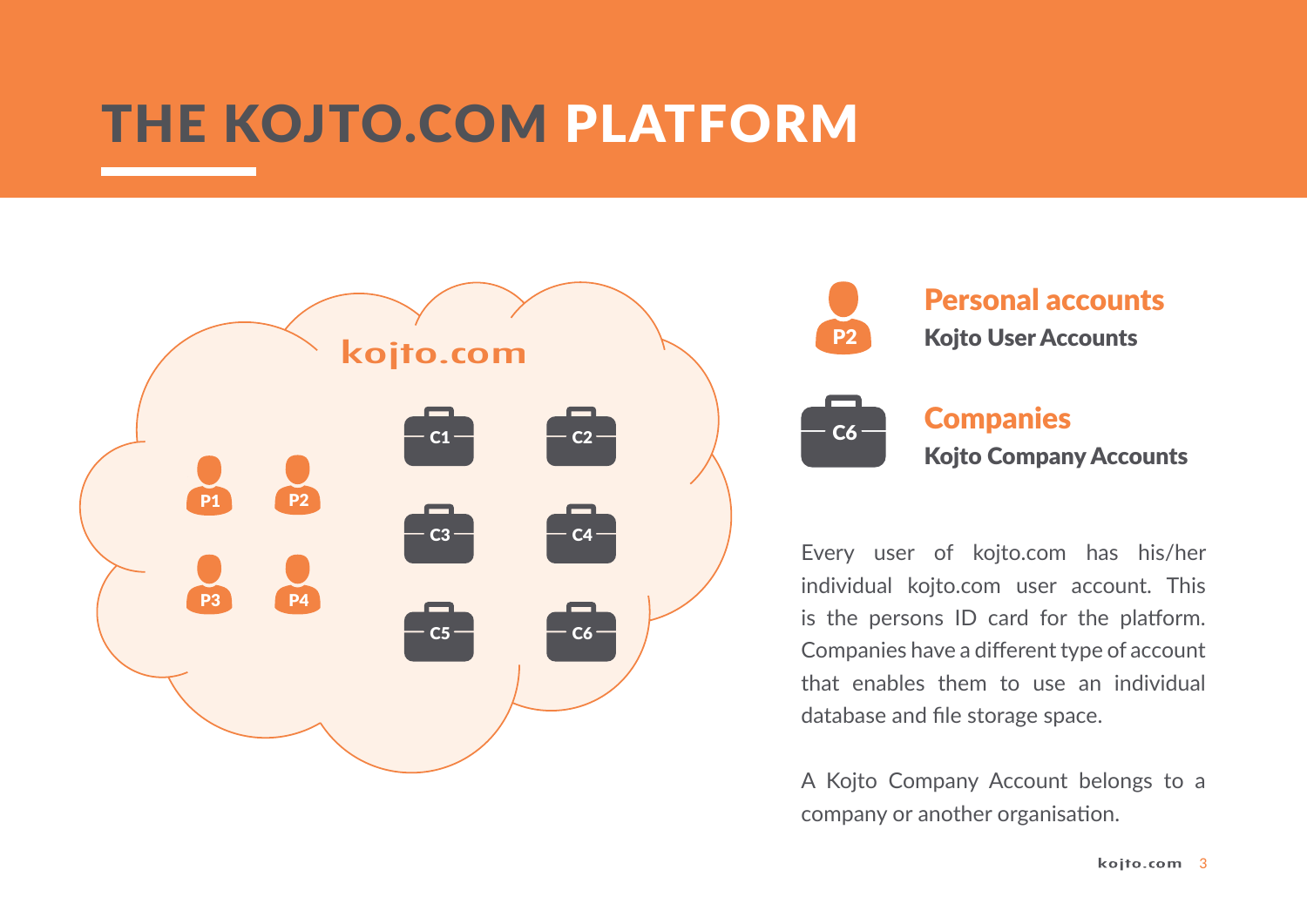# THE KOJTO.COM PLATFORM

## Personal accounts

**Kojto User Accounts**

## Companies

**Kojto Company Accounts**

Every user of kojto.com has his/her individual kojto.com user account. This is the persons ID card for the platform. Companies have a different type of account that enables them to use an individual database and file storage space.

A Kojto Company Account belongs to a company or another organisation.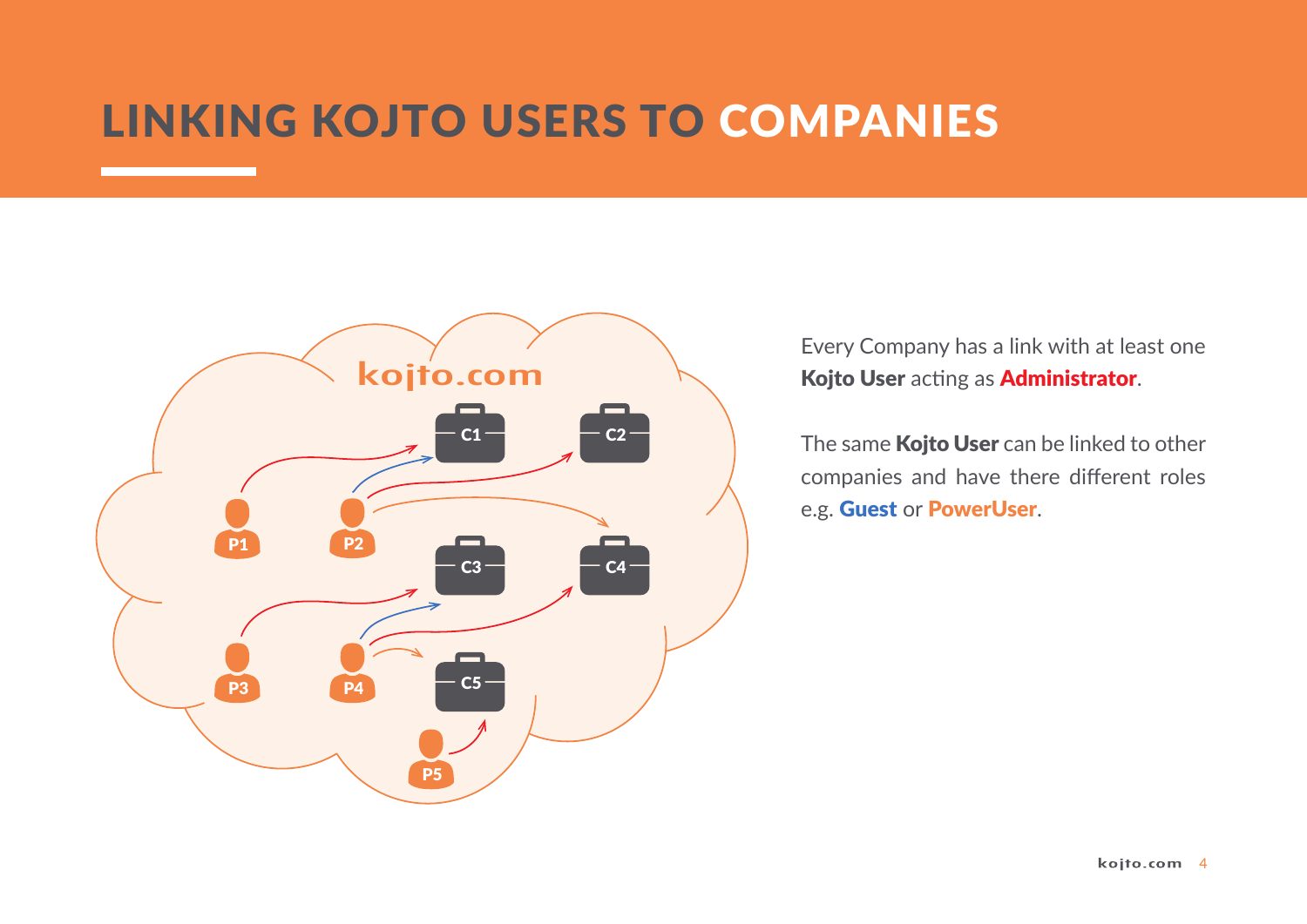# LINKING KOJTO USERS TO COMPANIES

Every Company has a link with at least one **Kojto User** acting as **Administrator**.

The same **Kojto User** can be linked to other companies and have there different roles e.g. **Guest** or **PowerUser**.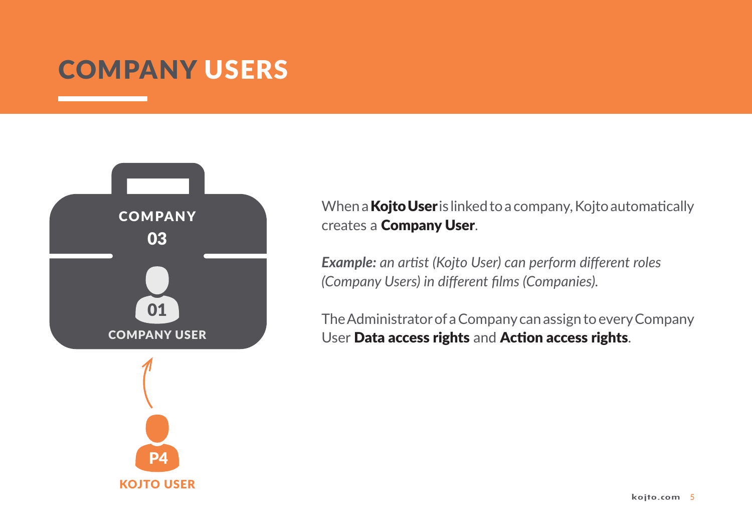# COMPANY USERS

COMPANY

03

01

COMPANY USER

P4

KOJTO USER

When a **Kojto User** is linked to a company, Kojto automatically creates a **Company User**.

***Example:*** *an artist (Kojto User) can perform different roles (Company Users) in different films (Companies).*

The Administrator of a Company can assign to every Company User **Data access rights** and **Action access rights**.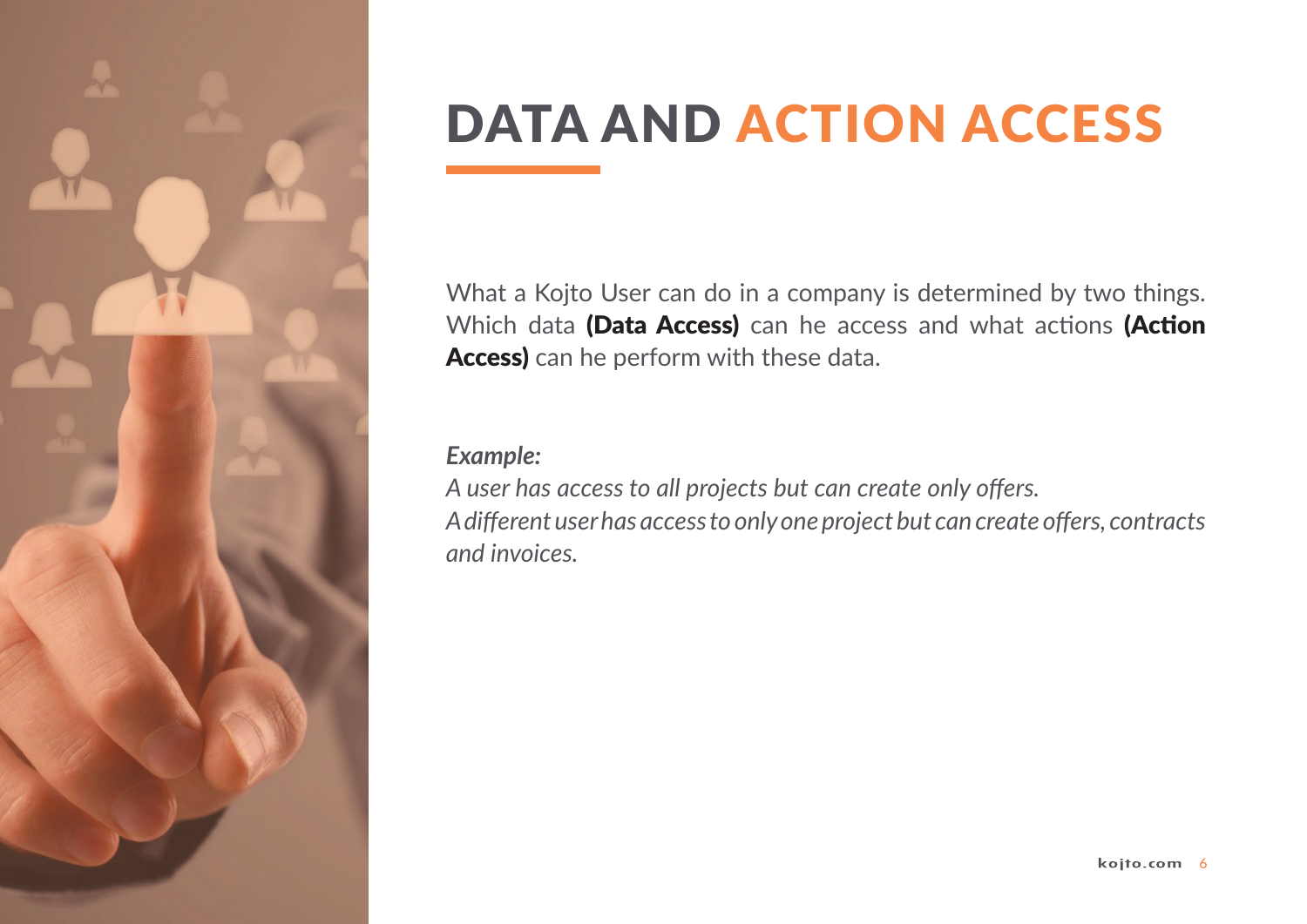# DATA AND ACTION ACCESS

What a Kojto User can do in a company is determined by two things. Which data **(Data Access)** can he access and what actions **(Action Access)** can he perform with these data.

***Example:***
*A user has access to all projects but can create only offers.*
*A different user has access to only one project but can create offers, contracts and invoices.*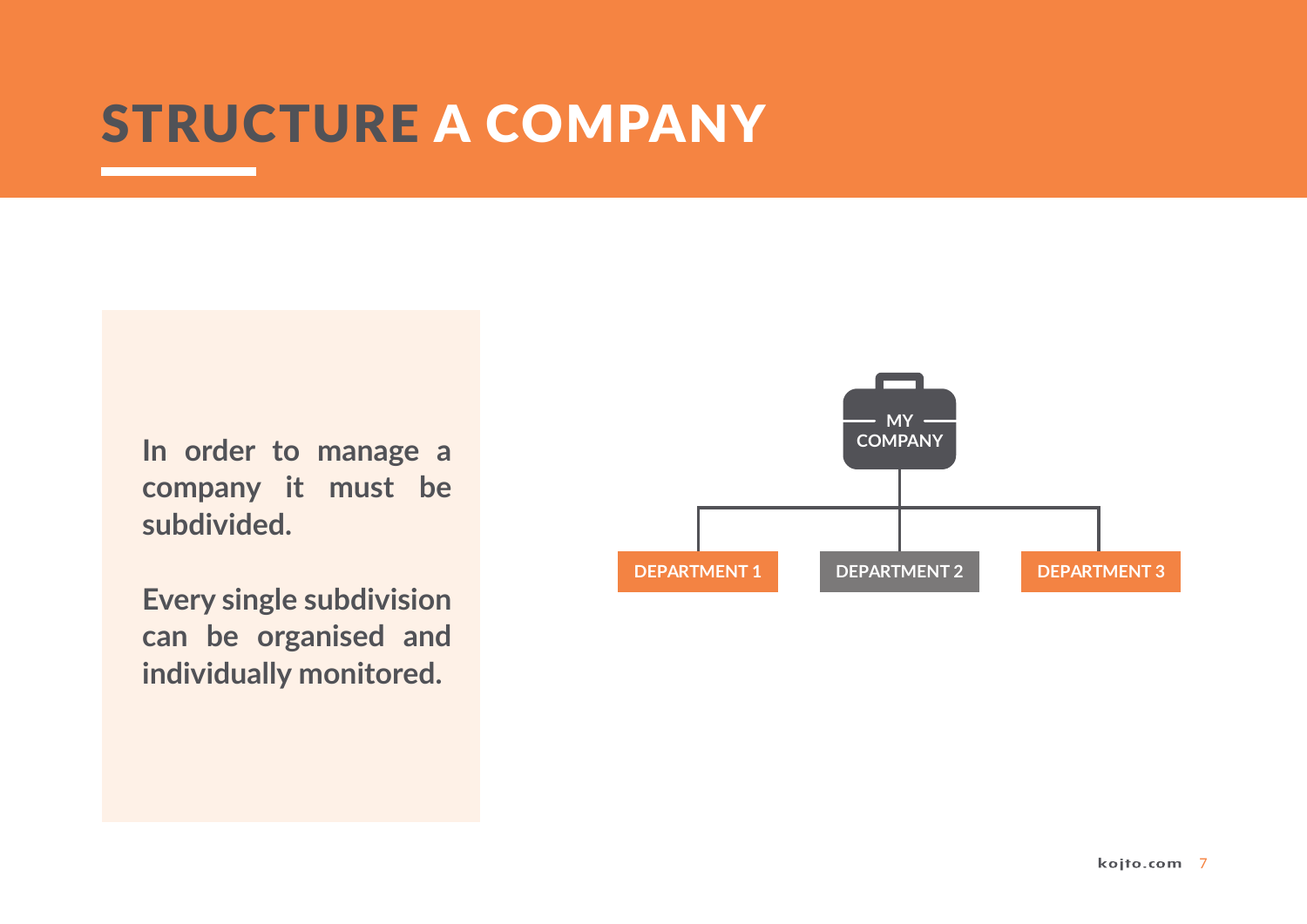# STRUCTURE A COMPANY

In order to manage a company it must be subdivided.

Every single subdivision can be organised and individually monitored.

MY COMPANY

DEPARTMENT 1

DEPARTMENT 2

DEPARTMENT 3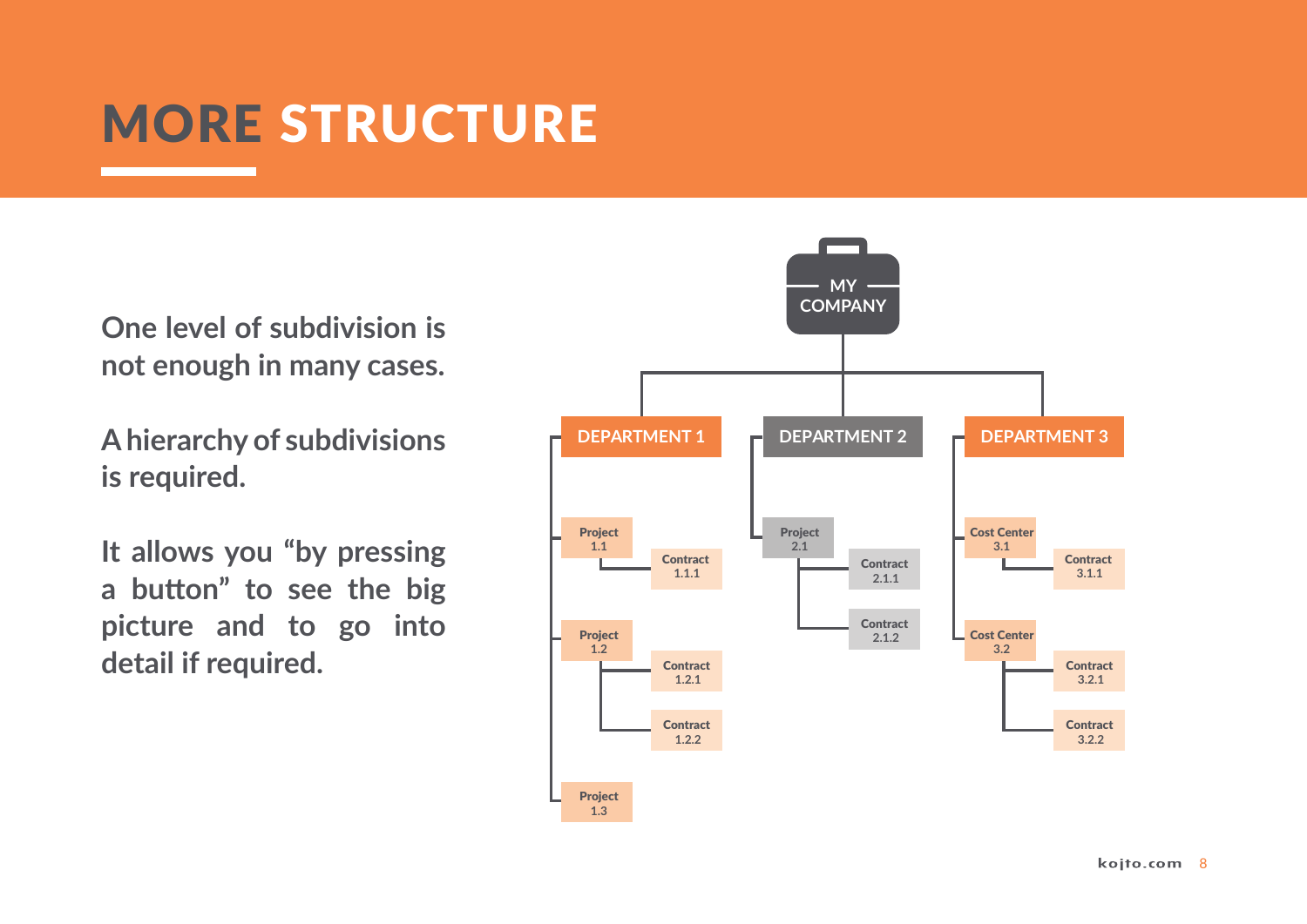# MORE STRUCTURE

**One level of subdivision is not enough in many cases.**

**A hierarchy of subdivisions is required.**

**It allows you "by pressing a button" to see the big picture and to go into detail if required.**

- MY COMPANY
  - DEPARTMENT 1
    - Project 1.1
      - Contract 1.1.1
    - Project 1.2
      - Contract 1.2.1
      - Contract 1.2.2
    - Project 1.3
  - DEPARTMENT 2
    - Project 2.1
      - Contract 2.1.1
      - Contract 2.1.2
  - DEPARTMENT 3
    - Cost Center 3.1
      - Contract 3.1.1
    - Cost Center 3.2
      - Contract 3.2.1
      - Contract 3.2.2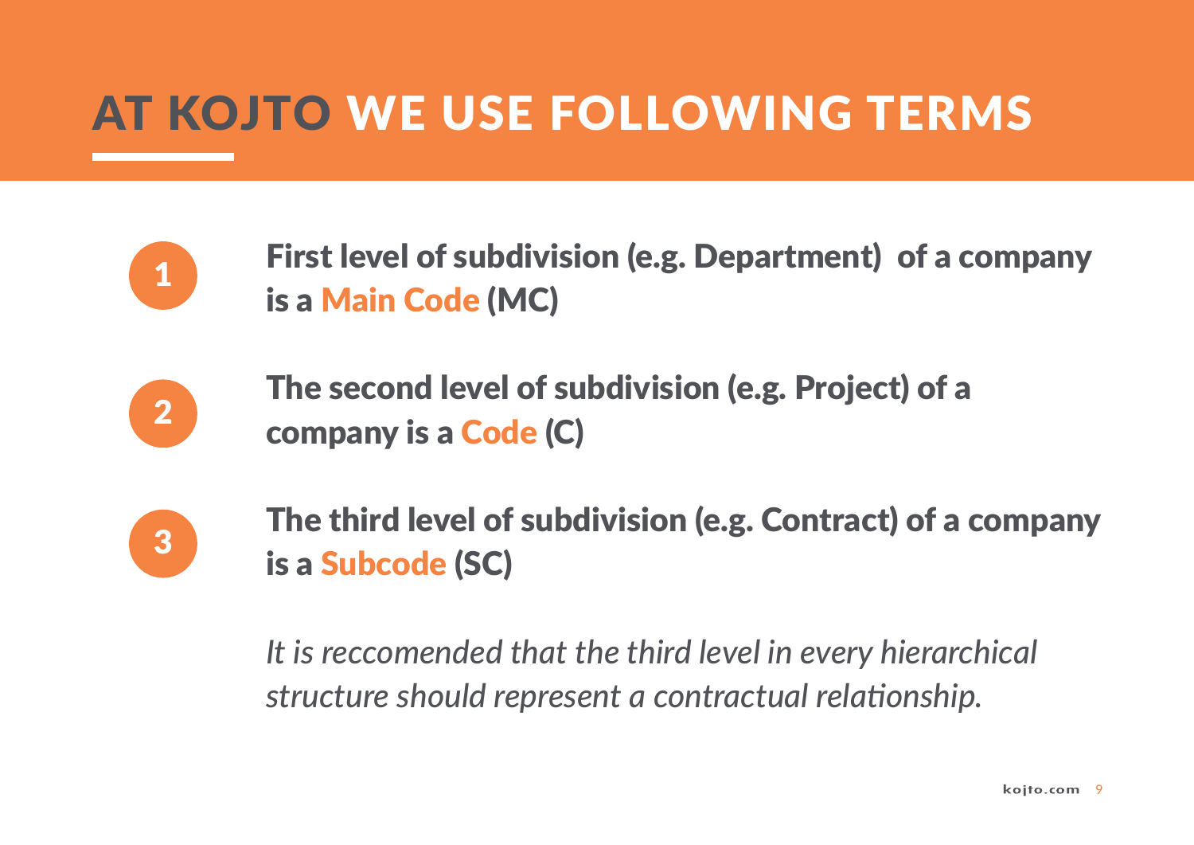# AT KOJTO WE USE FOLLOWING TERMS

1. **First level of subdivision (e.g. Department) of a company is a Main Code (MC)**

2. **The second level of subdivision (e.g. Project) of a company is a Code (C)**

3. **The third level of subdivision (e.g. Contract) of a company is a Subcode (SC)**

*It is reccomended that the third level in every hierarchical structure should represent a contractual relationship.*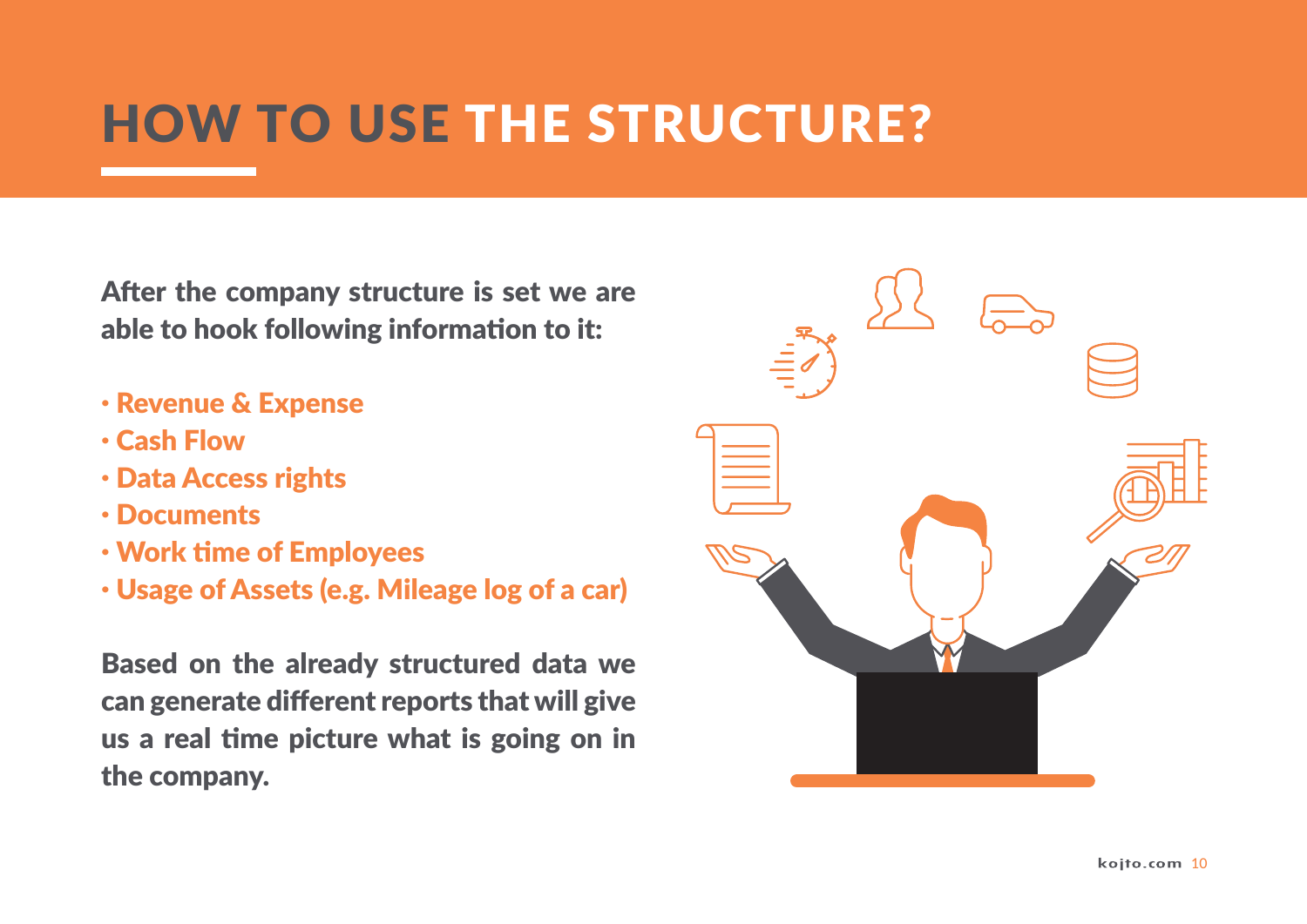# HOW TO USE THE STRUCTURE?

**After the company structure is set we are able to hook following information to it:**

- **Revenue & Expense**
- **Cash Flow**
- **Data Access rights**
- **Documents**
- **Work time of Employees**
- **Usage of Assets (e.g. Mileage log of a car)**

**Based on the already structured data we can generate different reports that will give us a real time picture what is going on in the company.**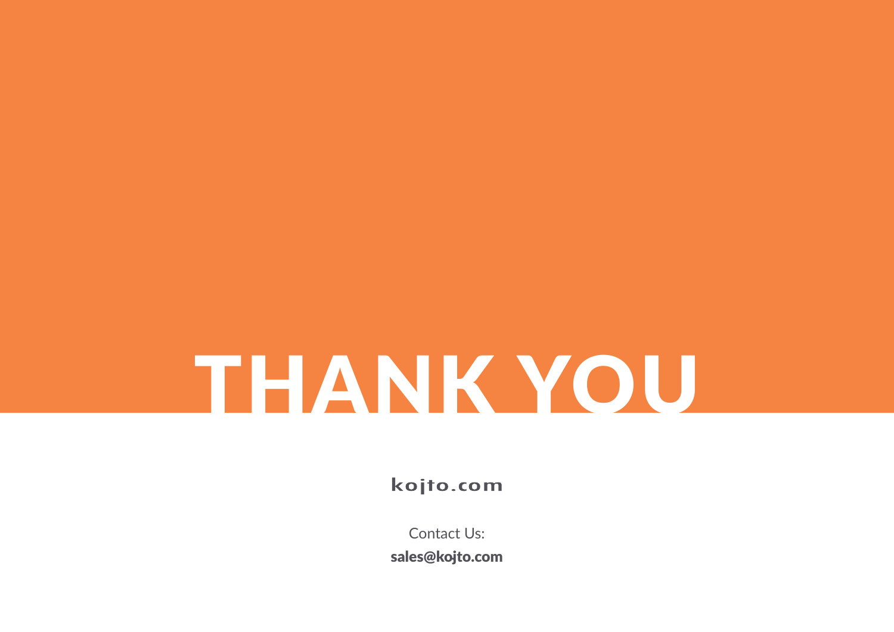# THANK YOU

kojto.com

Contact Us:

**sales@kojto.com**